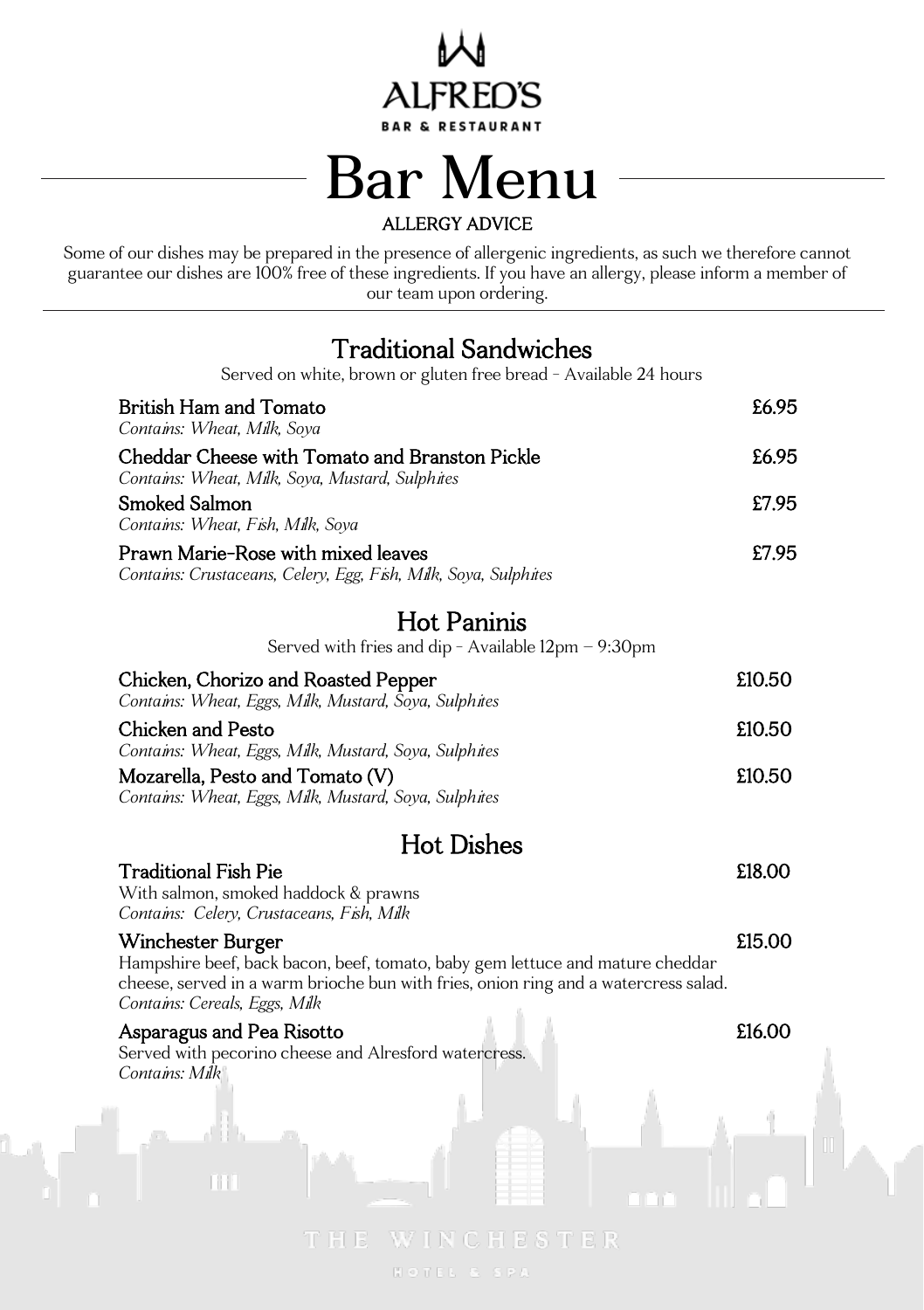ALFRED'S

BAR & RESTAURANT

# Bar Menu

ALLERGY ADVICE

Some of our dishes may be prepared in the presence of allergenic ingredients, as such we therefore cannot guarantee our dishes are 100% free of these ingredients. If you have an allergy, please inform a member of our team upon ordering.

## Traditional Sandwiches

Served on white, brown or gluten free bread - Available 24 hours

**British Ham and Tomato** £6.95
*Contains: Wheat, Milk, Soya*

**Cheddar Cheese with Tomato and Branston Pickle** £6.95
*Contains: Wheat, Milk, Soya, Mustard, Sulphites*

**Smoked Salmon** £7.95
*Contains: Wheat, Fish, Milk, Soya*

**Prawn Marie-Rose with mixed leaves** £7.95
*Contains: Crustaceans, Celery, Egg, Fish, Milk, Soya, Sulphites*

## Hot Paninis

Served with fries and dip - Available 12pm – 9:30pm

**Chicken, Chorizo and Roasted Pepper** £10.50
*Contains: Wheat, Eggs, Milk, Mustard, Soya, Sulphites*

**Chicken and Pesto** £10.50
*Contains: Wheat, Eggs, Milk, Mustard, Soya, Sulphites*

**Mozarella, Pesto and Tomato (V)** £10.50
*Contains: Wheat, Eggs, Milk, Mustard, Soya, Sulphites*

## Hot Dishes

**Traditional Fish Pie** £18.00
With salmon, smoked haddock & prawns
*Contains: Celery, Crustaceans, Fish, Milk*

**Winchester Burger** £15.00
Hampshire beef, back bacon, beef, tomato, baby gem lettuce and mature cheddar cheese, served in a warm brioche bun with fries, onion ring and a watercress salad.
*Contains: Cereals, Eggs, Milk*

**Asparagus and Pea Risotto** £16.00
Served with pecorino cheese and Alresford watercress.
*Contains: Milk*

THE WINCHESTER

HOTEL & SPA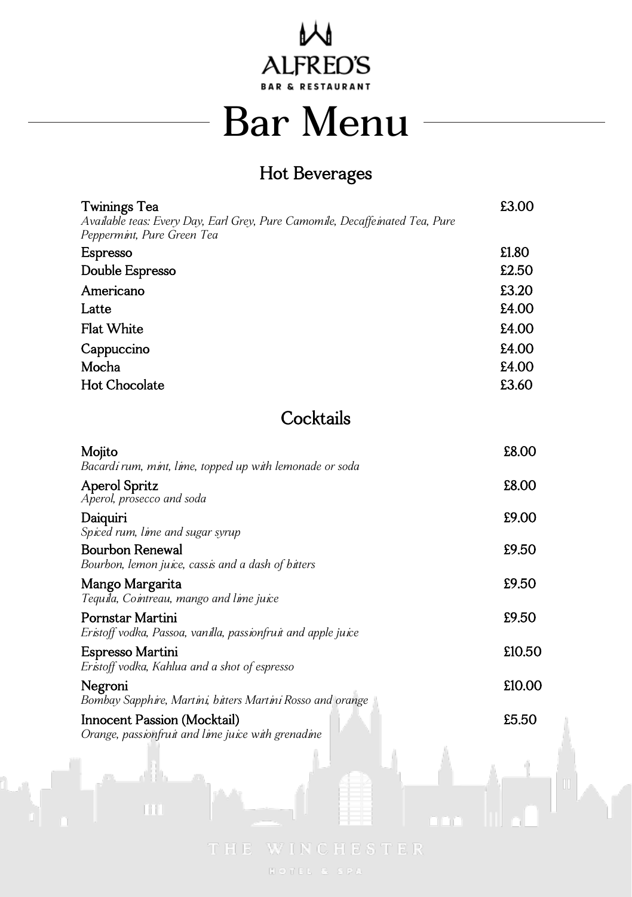ALFRED'S

BAR & RESTAURANT

# Bar Menu

## Hot Beverages

| | |
|---|---|
| **Twinings Tea**<br>*Available teas: Every Day, Earl Grey, Pure Camomile, Decaffeinated Tea, Pure Peppermint, Pure Green Tea* | £3.00 |
| **Espresso** | £1.80 |
| **Double Espresso** | £2.50 |
| **Americano** | £3.20 |
| **Latte** | £4.00 |
| **Flat White** | £4.00 |
| **Cappuccino** | £4.00 |
| **Mocha** | £4.00 |
| **Hot Chocolate** | £3.60 |

## Cocktails

| | |
|---|---|
| **Mojito**<br>*Bacardi rum, mint, lime, topped up with lemonade or soda* | £8.00 |
| **Aperol Spritz**<br>*Aperol, prosecco and soda* | £8.00 |
| **Daiquiri**<br>*Spiced rum, lime and sugar syrup* | £9.00 |
| **Bourbon Renewal**<br>*Bourbon, lemon juice, cassis and a dash of bitters* | £9.50 |
| **Mango Margarita**<br>*Tequila, Cointreau, mango and lime juice* | £9.50 |
| **Pornstar Martini**<br>*Eristoff vodka, Passoa, vanilla, passionfruit and apple juice* | £9.50 |
| **Espresso Martini**<br>*Eristoff vodka, Kahlua and a shot of espresso* | £10.50 |
| **Negroni**<br>*Bombay Sapphire, Martini, bitters Martini Rosso and orange* | £10.00 |
| **Innocent Passion (Mocktail)**<br>*Orange, passionfruit and lime juice with grenadine* | £5.50 |

THE WINCHESTER

HOTEL & SPA